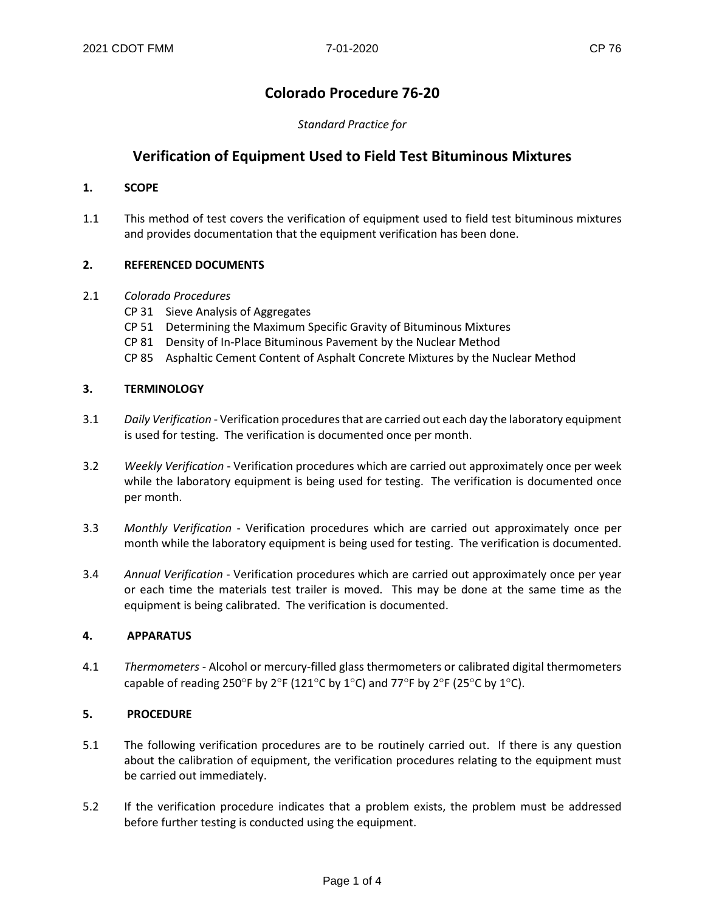# Colorado Procedure 76-20

*Standard Practice for*

## Verification of Equipment Used to Field Test Bituminous Mixtures

### 1. SCOPE

1.1 This method of test covers the verification of equipment used to field test bituminous mixtures and provides documentation that the equipment verification has been done.

### 2. REFERENCED DOCUMENTS

2.1 *Colorado Procedures*

- CP 31 Sieve Analysis of Aggregates
- CP 51 Determining the Maximum Specific Gravity of Bituminous Mixtures
- CP 81 Density of In-Place Bituminous Pavement by the Nuclear Method
- CP 85 Asphaltic Cement Content of Asphalt Concrete Mixtures by the Nuclear Method

### 3. TERMINOLOGY

3.1 *Daily Verification* - Verification procedures that are carried out each day the laboratory equipment is used for testing. The verification is documented once per month.

3.2 *Weekly Verification* - Verification procedures which are carried out approximately once per week while the laboratory equipment is being used for testing. The verification is documented once per month.

3.3 *Monthly Verification* - Verification procedures which are carried out approximately once per month while the laboratory equipment is being used for testing. The verification is documented.

3.4 *Annual Verification* - Verification procedures which are carried out approximately once per year or each time the materials test trailer is moved. This may be done at the same time as the equipment is being calibrated. The verification is documented.

### 4. APPARATUS

4.1 *Thermometers* - Alcohol or mercury-filled glass thermometers or calibrated digital thermometers capable of reading 250°F by 2°F (121°C by 1°C) and 77°F by 2°F (25°C by 1°C).

### 5. PROCEDURE

5.1 The following verification procedures are to be routinely carried out. If there is any question about the calibration of equipment, the verification procedures relating to the equipment must be carried out immediately.

5.2 If the verification procedure indicates that a problem exists, the problem must be addressed before further testing is conducted using the equipment.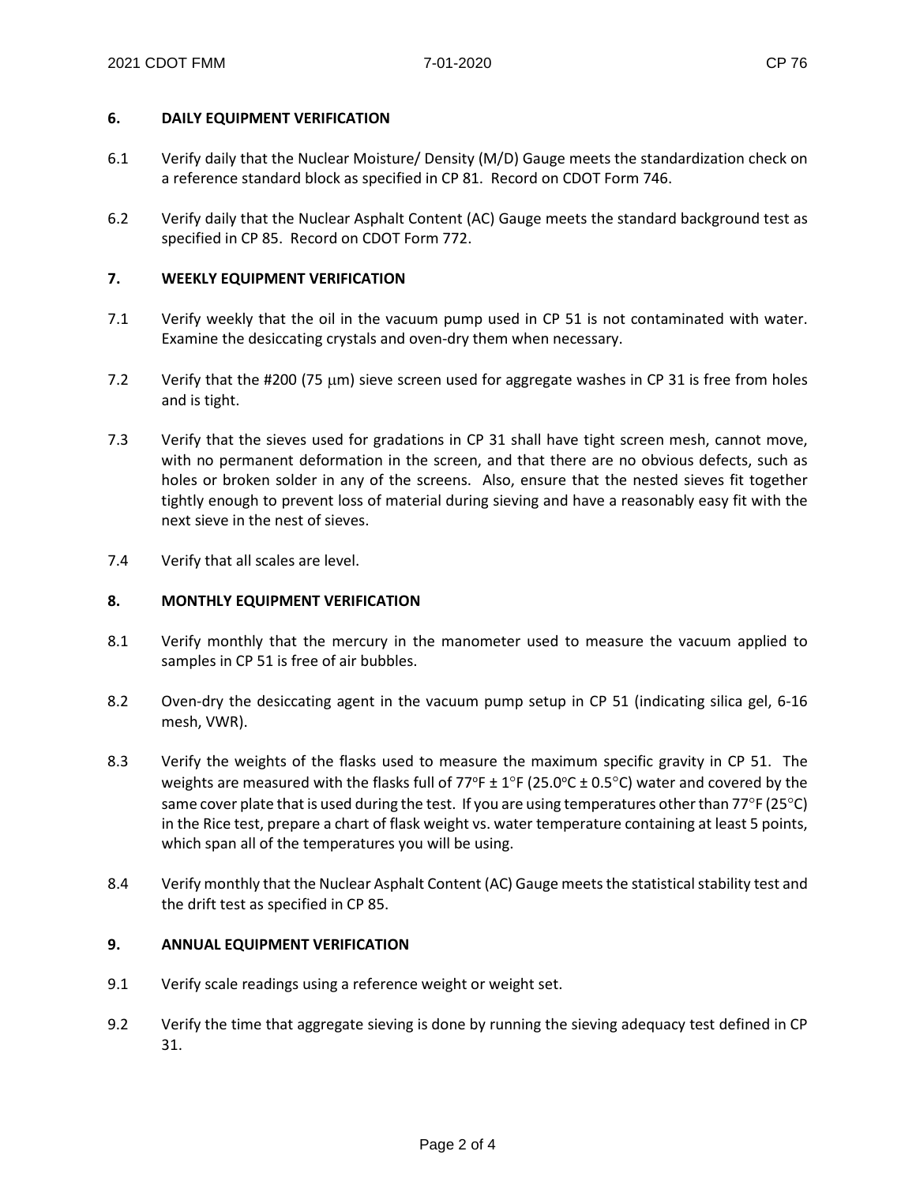## 6. DAILY EQUIPMENT VERIFICATION

6.1 Verify daily that the Nuclear Moisture/ Density (M/D) Gauge meets the standardization check on a reference standard block as specified in CP 81. Record on CDOT Form 746.

6.2 Verify daily that the Nuclear Asphalt Content (AC) Gauge meets the standard background test as specified in CP 85. Record on CDOT Form 772.

## 7. WEEKLY EQUIPMENT VERIFICATION

7.1 Verify weekly that the oil in the vacuum pump used in CP 51 is not contaminated with water. Examine the desiccating crystals and oven-dry them when necessary.

7.2 Verify that the #200 (75 μm) sieve screen used for aggregate washes in CP 31 is free from holes and is tight.

7.3 Verify that the sieves used for gradations in CP 31 shall have tight screen mesh, cannot move, with no permanent deformation in the screen, and that there are no obvious defects, such as holes or broken solder in any of the screens. Also, ensure that the nested sieves fit together tightly enough to prevent loss of material during sieving and have a reasonably easy fit with the next sieve in the nest of sieves.

7.4 Verify that all scales are level.

## 8. MONTHLY EQUIPMENT VERIFICATION

8.1 Verify monthly that the mercury in the manometer used to measure the vacuum applied to samples in CP 51 is free of air bubbles.

8.2 Oven-dry the desiccating agent in the vacuum pump setup in CP 51 (indicating silica gel, 6-16 mesh, VWR).

8.3 Verify the weights of the flasks used to measure the maximum specific gravity in CP 51. The weights are measured with the flasks full of 77°F ± 1°F (25.0°C ± 0.5°C) water and covered by the same cover plate that is used during the test. If you are using temperatures other than 77°F (25°C) in the Rice test, prepare a chart of flask weight vs. water temperature containing at least 5 points, which span all of the temperatures you will be using.

8.4 Verify monthly that the Nuclear Asphalt Content (AC) Gauge meets the statistical stability test and the drift test as specified in CP 85.

## 9. ANNUAL EQUIPMENT VERIFICATION

9.1 Verify scale readings using a reference weight or weight set.

9.2 Verify the time that aggregate sieving is done by running the sieving adequacy test defined in CP 31.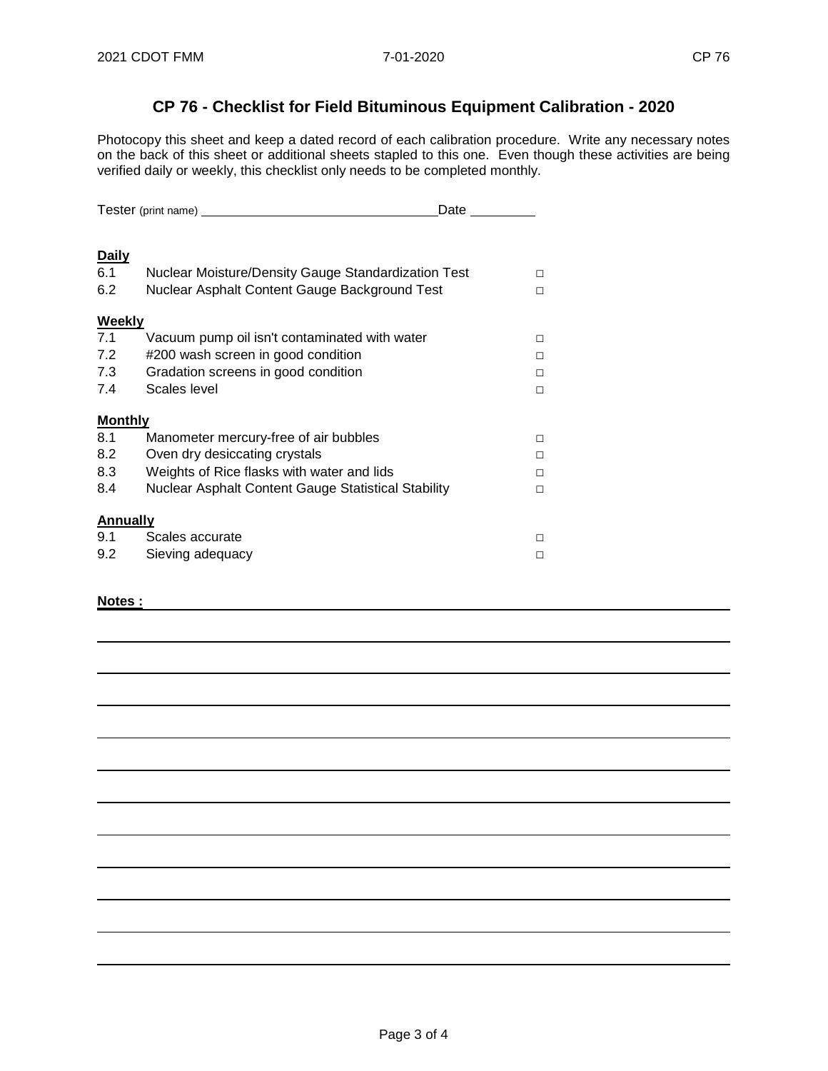# CP 76 - Checklist for Field Bituminous Equipment Calibration - 2020

Photocopy this sheet and keep a dated record of each calibration procedure. Write any necessary notes on the back of this sheet or additional sheets stapled to this one. Even though these activities are being verified daily or weekly, this checklist only needs to be completed monthly.

Tester (print name) ______________________________ Date _________

**Daily**

| | | |
|---|---|---|
| 6.1 | Nuclear Moisture/Density Gauge Standardization Test | □ |
| 6.2 | Nuclear Asphalt Content Gauge Background Test | □ |

**Weekly**

| | | |
|---|---|---|
| 7.1 | Vacuum pump oil isn't contaminated with water | □ |
| 7.2 | #200 wash screen in good condition | □ |
| 7.3 | Gradation screens in good condition | □ |
| 7.4 | Scales level | □ |

**Monthly**

| | | |
|---|---|---|
| 8.1 | Manometer mercury-free of air bubbles | □ |
| 8.2 | Oven dry desiccating crystals | □ |
| 8.3 | Weights of Rice flasks with water and lids | □ |
| 8.4 | Nuclear Asphalt Content Gauge Statistical Stability | □ |

**Annually**

| | | |
|---|---|---|
| 9.1 | Scales accurate | □ |
| 9.2 | Sieving adequacy | □ |

**Notes :** ______________________________________________________________

______________________________________________________________________

______________________________________________________________________

______________________________________________________________________

______________________________________________________________________

______________________________________________________________________

______________________________________________________________________

______________________________________________________________________

______________________________________________________________________

______________________________________________________________________

______________________________________________________________________

______________________________________________________________________